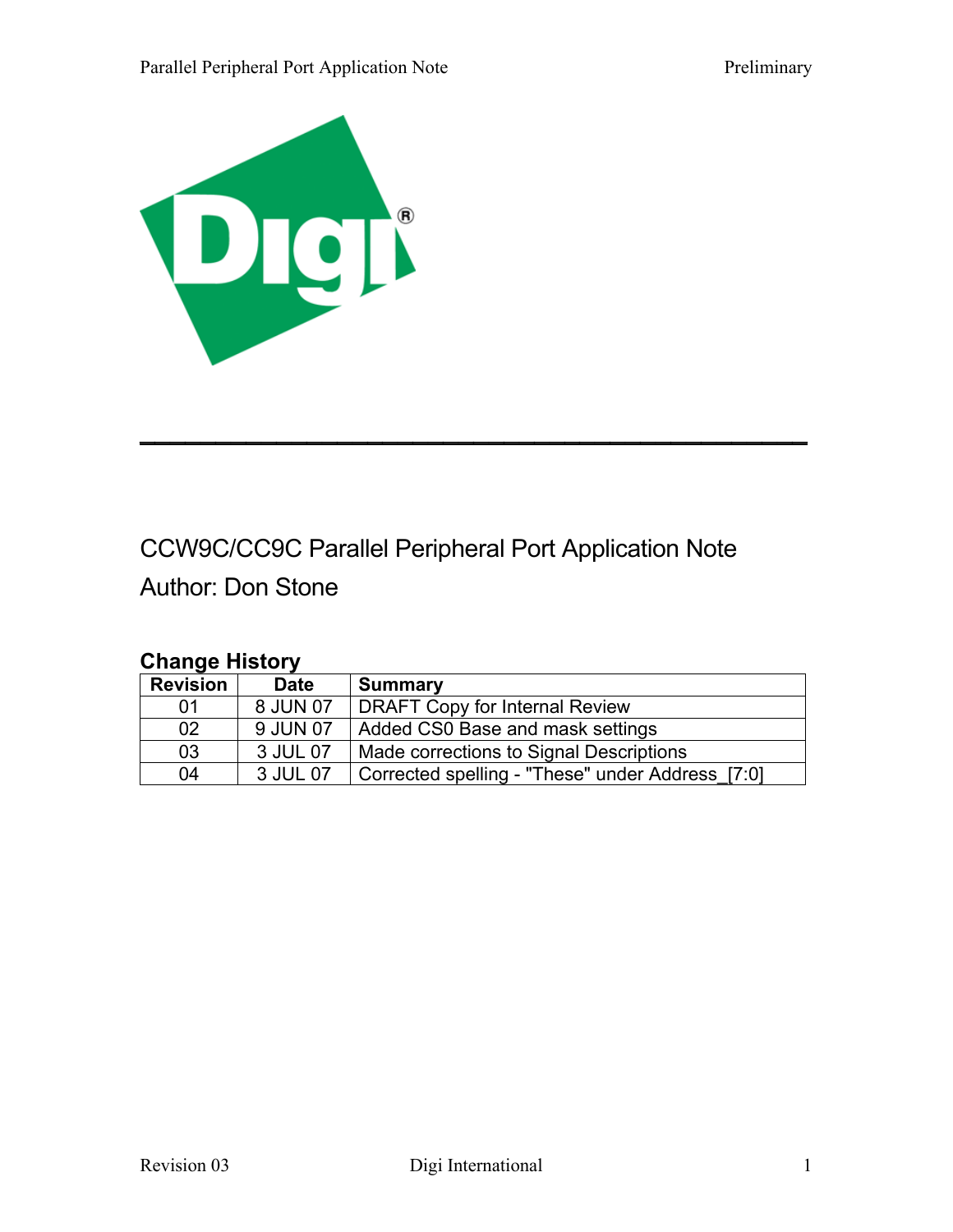# CCW9C/CC9C Parallel Peripheral Port Application Note

Author: Don Stone

## Change History

| Revision | Date | Summary |
|---|---|---|
| 01 | 8 JUN 07 | DRAFT Copy for Internal Review |
| 02 | 9 JUN 07 | Added CS0 Base and mask settings |
| 03 | 3 JUL 07 | Made corrections to Signal Descriptions |
| 04 | 3 JUL 07 | Corrected spelling - "These" under Address_[7:0] |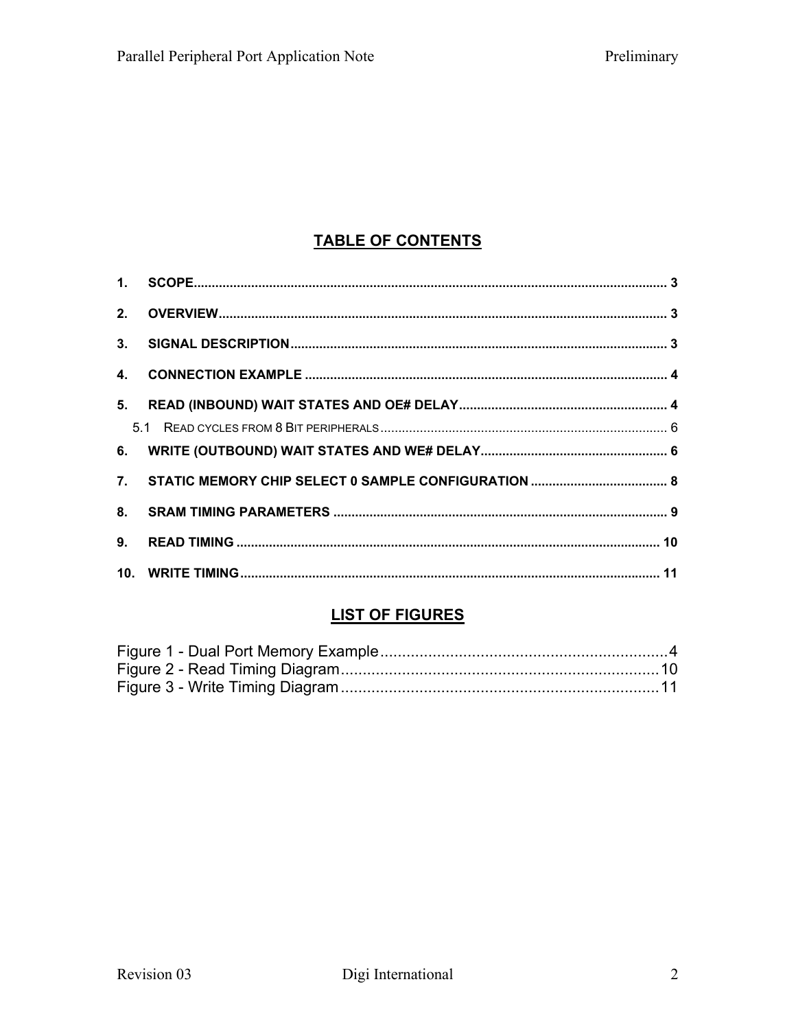## TABLE OF CONTENTS

1. SCOPE ..... 3
2. OVERVIEW ..... 3
3. SIGNAL DESCRIPTION ..... 3
4. CONNECTION EXAMPLE ..... 4
5. READ (INBOUND) WAIT STATES AND OE# DELAY ..... 4
   - 5.1 READ CYCLES FROM 8 BIT PERIPHERALS ..... 6
6. WRITE (OUTBOUND) WAIT STATES AND WE# DELAY ..... 6
7. STATIC MEMORY CHIP SELECT 0 SAMPLE CONFIGURATION ..... 8
8. SRAM TIMING PARAMETERS ..... 9
9. READ TIMING ..... 10
10. WRITE TIMING ..... 11

## LIST OF FIGURES

Figure 1 - Dual Port Memory Example ..... 4
Figure 2 - Read Timing Diagram ..... 10
Figure 3 - Write Timing Diagram ..... 11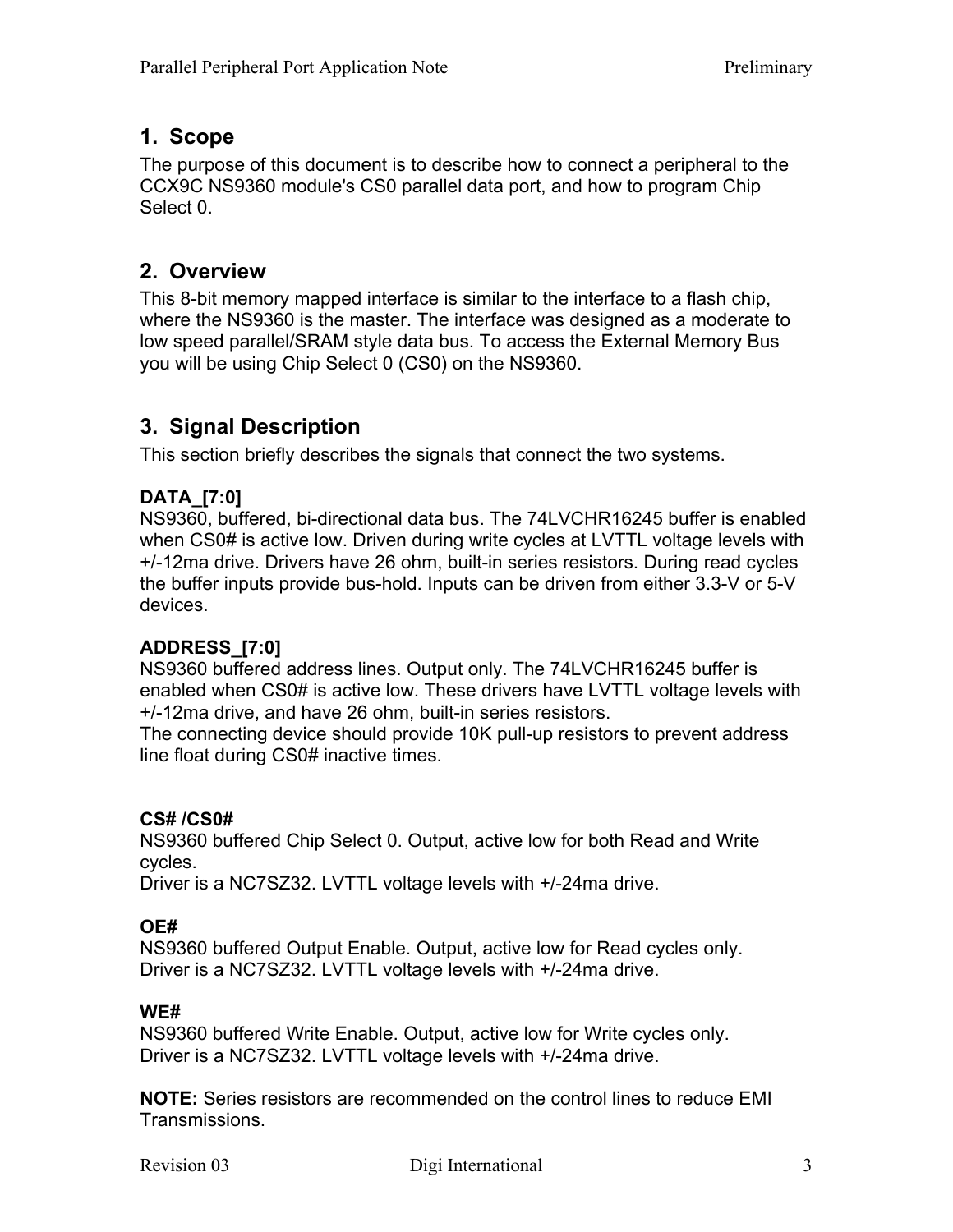## 1. Scope

The purpose of this document is to describe how to connect a peripheral to the CCX9C NS9360 module's CS0 parallel data port, and how to program Chip Select 0.

## 2. Overview

This 8-bit memory mapped interface is similar to the interface to a flash chip, where the NS9360 is the master. The interface was designed as a moderate to low speed parallel/SRAM style data bus. To access the External Memory Bus you will be using Chip Select 0 (CS0) on the NS9360.

## 3. Signal Description

This section briefly describes the signals that connect the two systems.

**DATA_[7:0]**

NS9360, buffered, bi-directional data bus. The 74LVCHR16245 buffer is enabled when CS0# is active low. Driven during write cycles at LVTTL voltage levels with +/-12ma drive. Drivers have 26 ohm, built-in series resistors. During read cycles the buffer inputs provide bus-hold. Inputs can be driven from either 3.3-V or 5-V devices.

**ADDRESS_[7:0]**

NS9360 buffered address lines. Output only. The 74LVCHR16245 buffer is enabled when CS0# is active low. These drivers have LVTTL voltage levels with +/-12ma drive, and have 26 ohm, built-in series resistors.
The connecting device should provide 10K pull-up resistors to prevent address line float during CS0# inactive times.

**CS# /CS0#**

NS9360 buffered Chip Select 0. Output, active low for both Read and Write cycles.
Driver is a NC7SZ32. LVTTL voltage levels with +/-24ma drive.

**OE#**

NS9360 buffered Output Enable. Output, active low for Read cycles only.
Driver is a NC7SZ32. LVTTL voltage levels with +/-24ma drive.

**WE#**

NS9360 buffered Write Enable. Output, active low for Write cycles only.
Driver is a NC7SZ32. LVTTL voltage levels with +/-24ma drive.

**NOTE:** Series resistors are recommended on the control lines to reduce EMI Transmissions.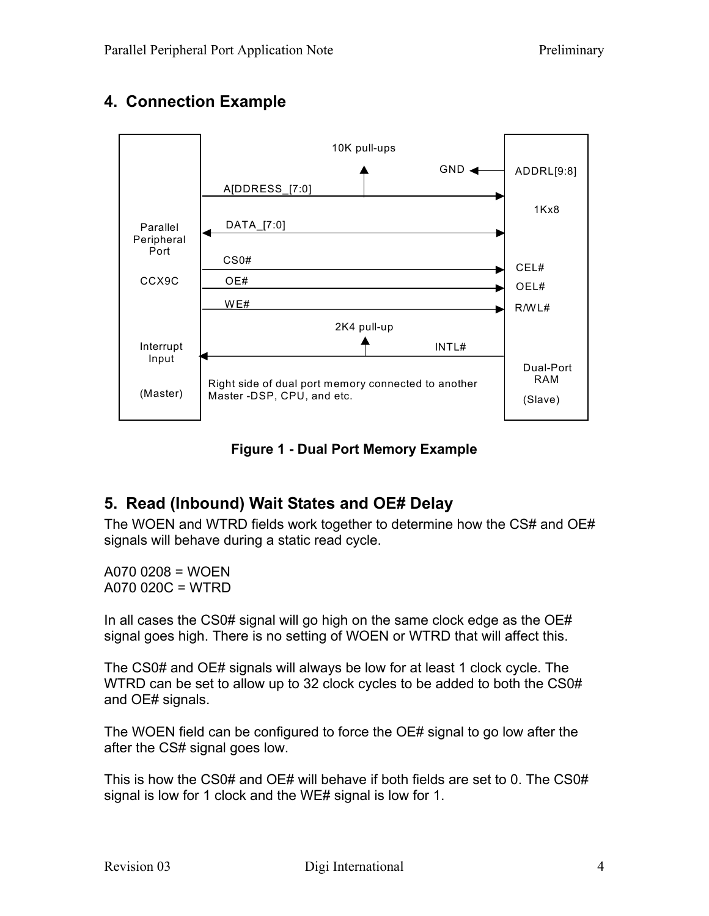## 4. Connection Example

10K pull-ups

GND ADDRL[9:8]

A[DDRESS_[7:0]

1Kx8

Parallel Peripheral Port

DATA_[7:0]

CCX9C

CS0# CEL#

OE# OEL#

WE# R/WL#

2K4 pull-up

Interrupt Input

INTL#

Dual-Port RAM

(Master)

Right side of dual port memory connected to another Master -DSP, CPU, and etc.

(Slave)

**Figure 1 - Dual Port Memory Example**

## 5. Read (Inbound) Wait States and OE# Delay

The WOEN and WTRD fields work together to determine how the CS# and OE# signals will behave during a static read cycle.

A070 0208 = WOEN
A070 020C = WTRD

In all cases the CS0# signal will go high on the same clock edge as the OE# signal goes high. There is no setting of WOEN or WTRD that will affect this.

The CS0# and OE# signals will always be low for at least 1 clock cycle. The WTRD can be set to allow up to 32 clock cycles to be added to both the CS0# and OE# signals.

The WOEN field can be configured to force the OE# signal to go low after the after the CS# signal goes low.

This is how the CS0# and OE# will behave if both fields are set to 0. The CS0# signal is low for 1 clock and the WE# signal is low for 1.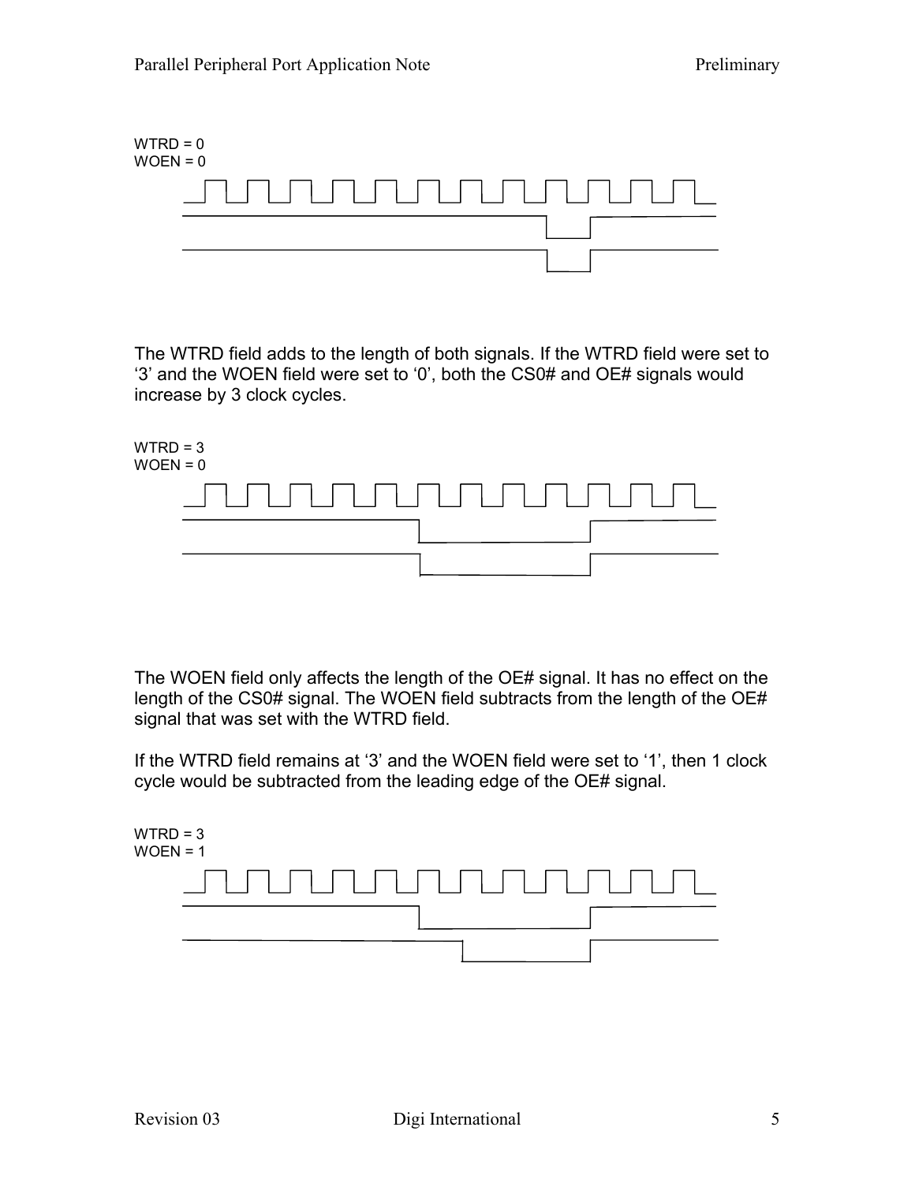WTRD = 0
WOEN = 0

The WTRD field adds to the length of both signals. If the WTRD field were set to '3' and the WOEN field were set to '0', both the CS0# and OE# signals would increase by 3 clock cycles.

WTRD = 3
WOEN = 0

The WOEN field only affects the length of the OE# signal. It has no effect on the length of the CS0# signal. The WOEN field subtracts from the length of the OE# signal that was set with the WTRD field.

If the WTRD field remains at '3' and the WOEN field were set to '1', then 1 clock cycle would be subtracted from the leading edge of the OE# signal.

WTRD = 3
WOEN = 1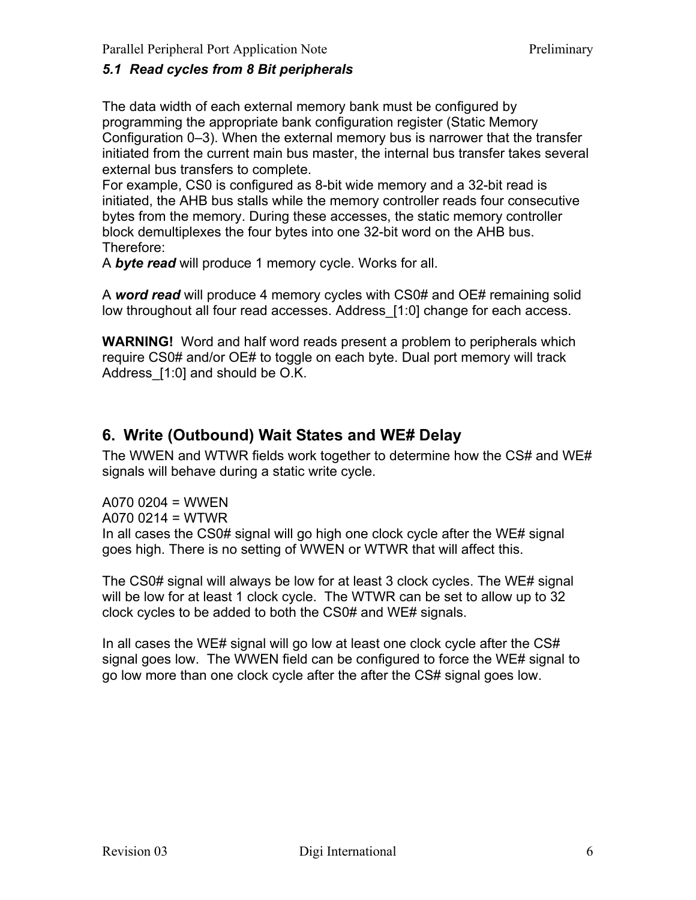### *5.1 Read cycles from 8 Bit peripherals*

The data width of each external memory bank must be configured by programming the appropriate bank configuration register (Static Memory Configuration 0–3). When the external memory bus is narrower that the transfer initiated from the current main bus master, the internal bus transfer takes several external bus transfers to complete.
For example, CS0 is configured as 8-bit wide memory and a 32-bit read is initiated, the AHB bus stalls while the memory controller reads four consecutive bytes from the memory. During these accesses, the static memory controller block demultiplexes the four bytes into one 32-bit word on the AHB bus. Therefore:
A ***byte read*** will produce 1 memory cycle. Works for all.

A ***word read*** will produce 4 memory cycles with CS0# and OE# remaining solid low throughout all four read accesses. Address_[1:0] change for each access.

**WARNING!** Word and half word reads present a problem to peripherals which require CS0# and/or OE# to toggle on each byte. Dual port memory will track Address_[1:0] and should be O.K.

## 6. Write (Outbound) Wait States and WE# Delay

The WWEN and WTWR fields work together to determine how the CS# and WE# signals will behave during a static write cycle.

A070 0204 = WWEN
A070 0214 = WTWR
In all cases the CS0# signal will go high one clock cycle after the WE# signal goes high. There is no setting of WWEN or WTWR that will affect this.

The CS0# signal will always be low for at least 3 clock cycles. The WE# signal will be low for at least 1 clock cycle. The WTWR can be set to allow up to 32 clock cycles to be added to both the CS0# and WE# signals.

In all cases the WE# signal will go low at least one clock cycle after the CS# signal goes low. The WWEN field can be configured to force the WE# signal to go low more than one clock cycle after the after the CS# signal goes low.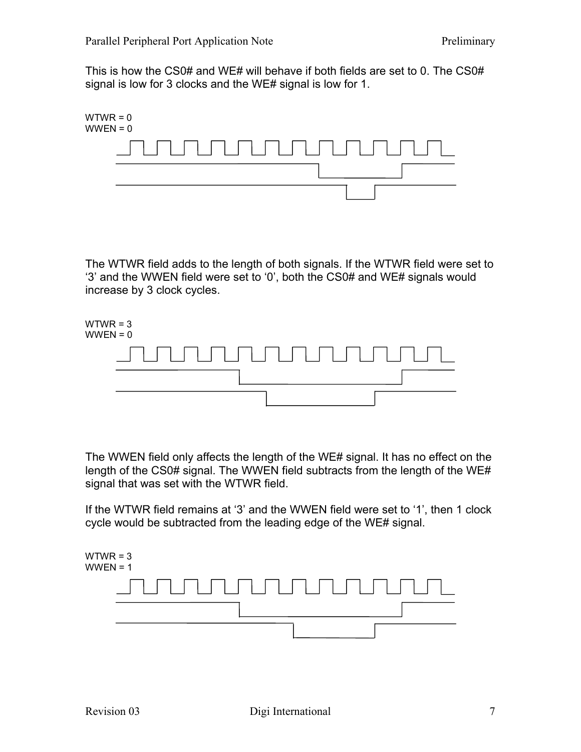This is how the CS0# and WE# will behave if both fields are set to 0. The CS0# signal is low for 3 clocks and the WE# signal is low for 1.

WTWR = 0
WWEN = 0

The WTWR field adds to the length of both signals. If the WTWR field were set to '3' and the WWEN field were set to '0', both the CS0# and WE# signals would increase by 3 clock cycles.

WTWR = 3
WWEN = 0

The WWEN field only affects the length of the WE# signal. It has no effect on the length of the CS0# signal. The WWEN field subtracts from the length of the WE# signal that was set with the WTWR field.

If the WTWR field remains at '3' and the WWEN field were set to '1', then 1 clock cycle would be subtracted from the leading edge of the WE# signal.

WTWR = 3
WWEN = 1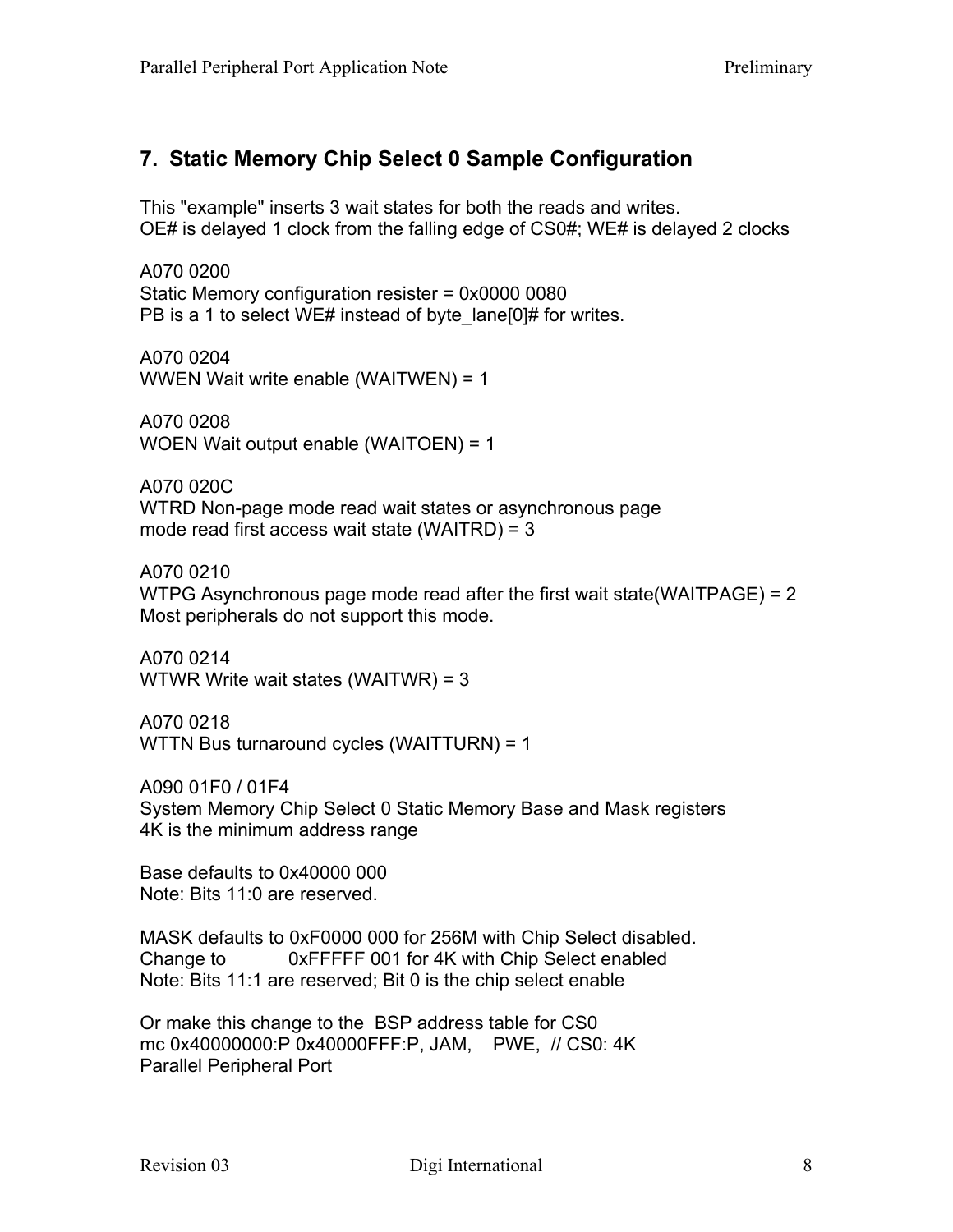## 7. Static Memory Chip Select 0 Sample Configuration

This "example" inserts 3 wait states for both the reads and writes.
OE# is delayed 1 clock from the falling edge of CS0#; WE# is delayed 2 clocks

A070 0200
Static Memory configuration resister = 0x0000 0080
PB is a 1 to select WE# instead of byte_lane[0]# for writes.

A070 0204
WWEN Wait write enable (WAITWEN) = 1

A070 0208
WOEN Wait output enable (WAITOEN) = 1

A070 020C
WTRD Non-page mode read wait states or asynchronous page
mode read first access wait state (WAITRD) = 3

A070 0210
WTPG Asynchronous page mode read after the first wait state(WAITPAGE) = 2
Most peripherals do not support this mode.

A070 0214
WTWR Write wait states (WAITWR) = 3

A070 0218
WTTN Bus turnaround cycles (WAITTURN) = 1

A090 01F0 / 01F4
System Memory Chip Select 0 Static Memory Base and Mask registers
4K is the minimum address range

Base defaults to 0x40000 000
Note: Bits 11:0 are reserved.

MASK defaults to 0xF0000 000 for 256M with Chip Select disabled.
Change to 0xFFFFF 001 for 4K with Chip Select enabled
Note: Bits 11:1 are reserved; Bit 0 is the chip select enable

Or make this change to the BSP address table for CS0
mc 0x40000000:P 0x40000FFF:P, JAM, PWE, // CS0: 4K
Parallel Peripheral Port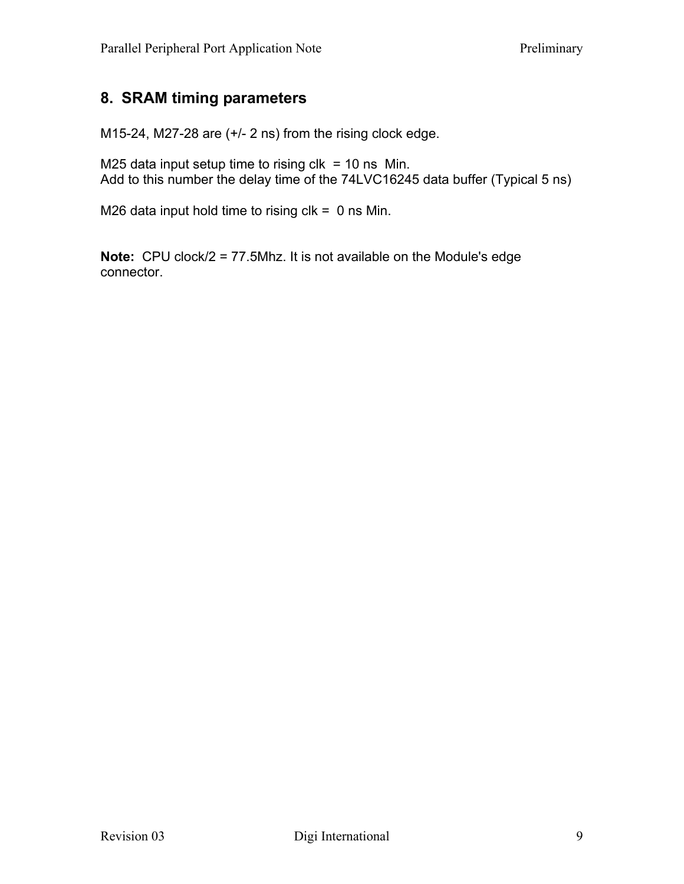## 8. SRAM timing parameters

M15-24, M27-28 are (+/- 2 ns) from the rising clock edge.

M25 data input setup time to rising clk = 10 ns Min.
Add to this number the delay time of the 74LVC16245 data buffer (Typical 5 ns)

M26 data input hold time to rising clk = 0 ns Min.

**Note:** CPU clock/2 = 77.5Mhz. It is not available on the Module's edge connector.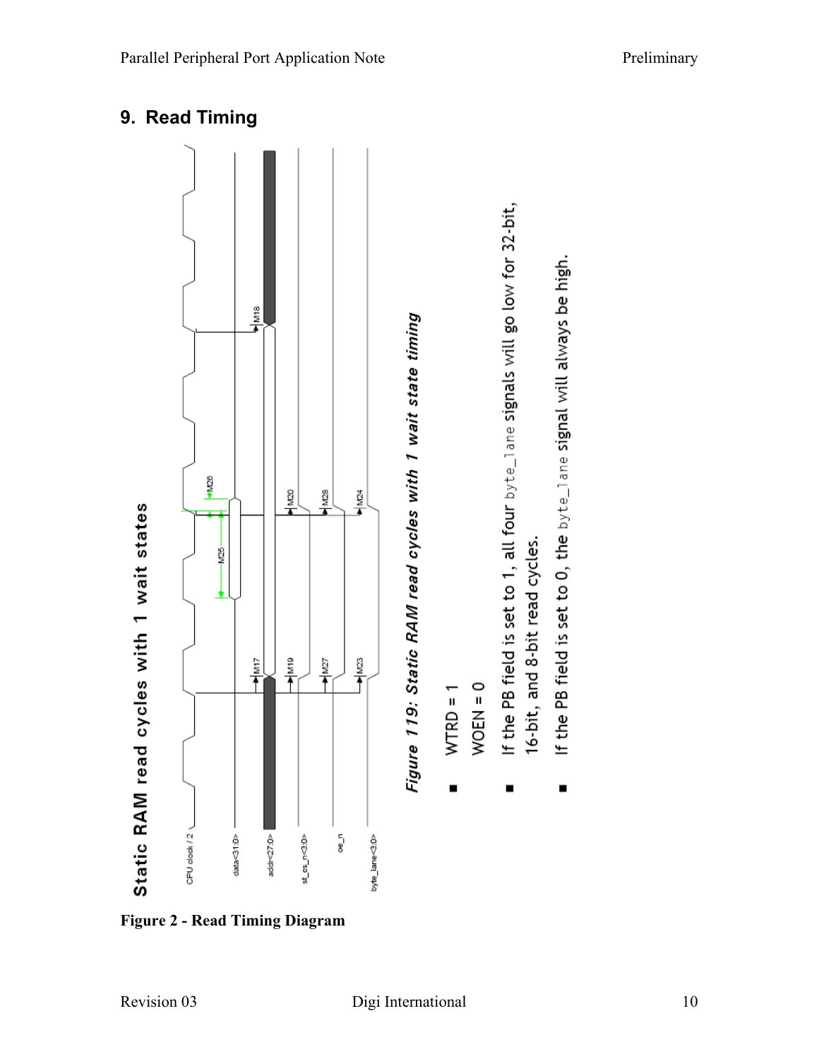# 9. Read Timing

**Static RAM read cycles with 1 wait states**

CPU clock / 2

data<31:0>

addr<27:0>

st_cs_n<3:0>

oe_n

byte_lane<3:0>

M17 M19 M27 M23 M25 M26 M20 M28 M24 M18

*Figure 119: Static RAM read cycles with 1 wait state timing*

- WTRD = 1
  WOEN = 0
- If the PB field is set to 1, all four byte_lane signals will go low for 32-bit, 16-bit, and 8-bit read cycles.
- If the PB field is set to 0, the byte_lane signal will always be high.

**Figure 2 - Read Timing Diagram**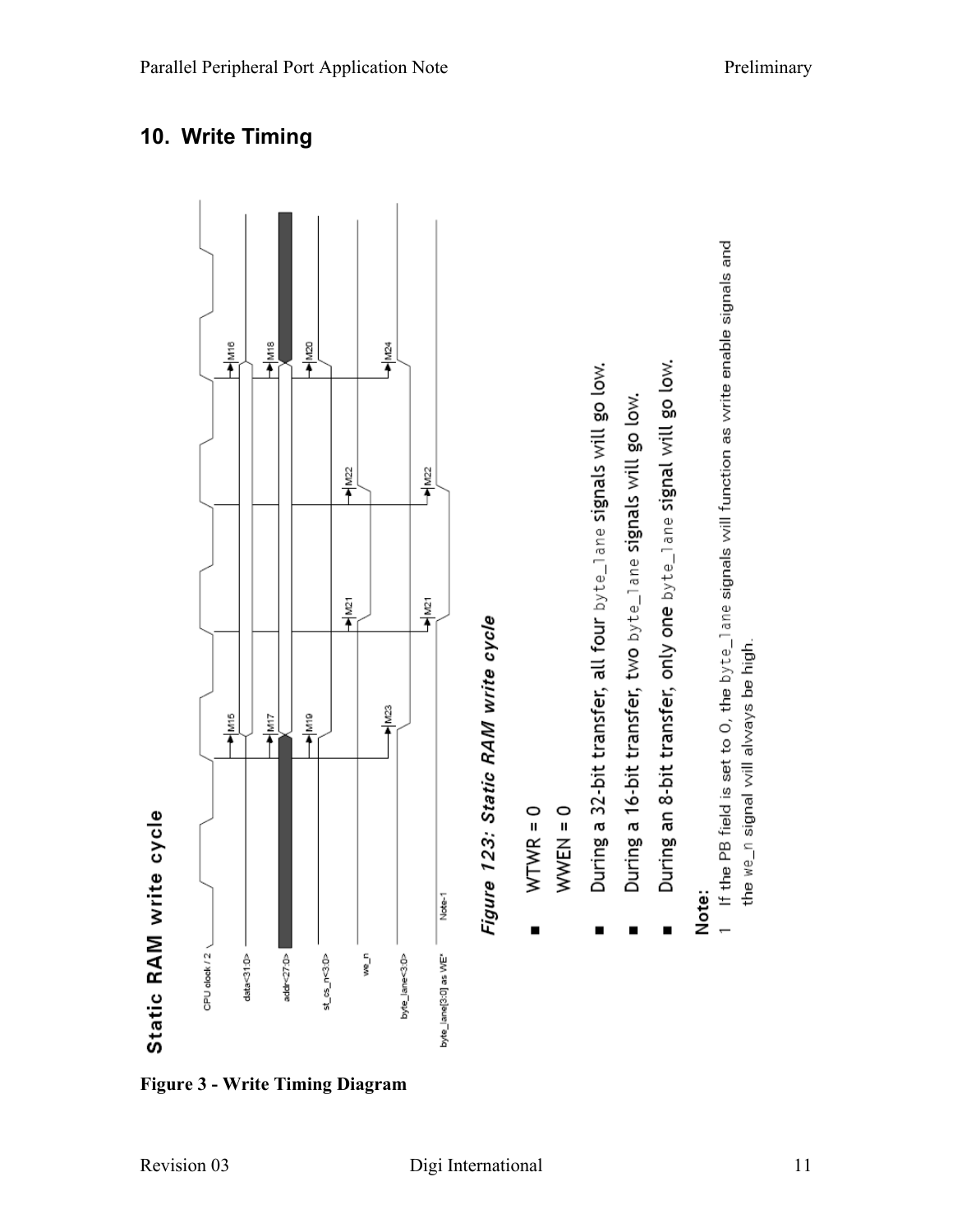## 10. Write Timing

**Static RAM write cycle**

CPU clock / 2

data<31:0>

addr<27:0>

st_cs_n<3:0>

we_n

byte_lane<3:0>

byte_lane[3:0] as WE*

Note-1

M15 M16 M17 M18 M19 M20 M21 M22 M23 M24

*Figure 123: Static RAM write cycle*

- WTWR = 0
  WWEN = 0
- During a 32-bit transfer, all four byte_lane signals will go low.
- During a 16-bit transfer, two byte_lane signals will go low.
- During an 8-bit transfer, only one byte_lane signal will go low.

**Note:**

1 If the PB field is set to 0, the byte_lane signals will function as write enable signals and the we_n signal will always be high.

**Figure 3 - Write Timing Diagram**